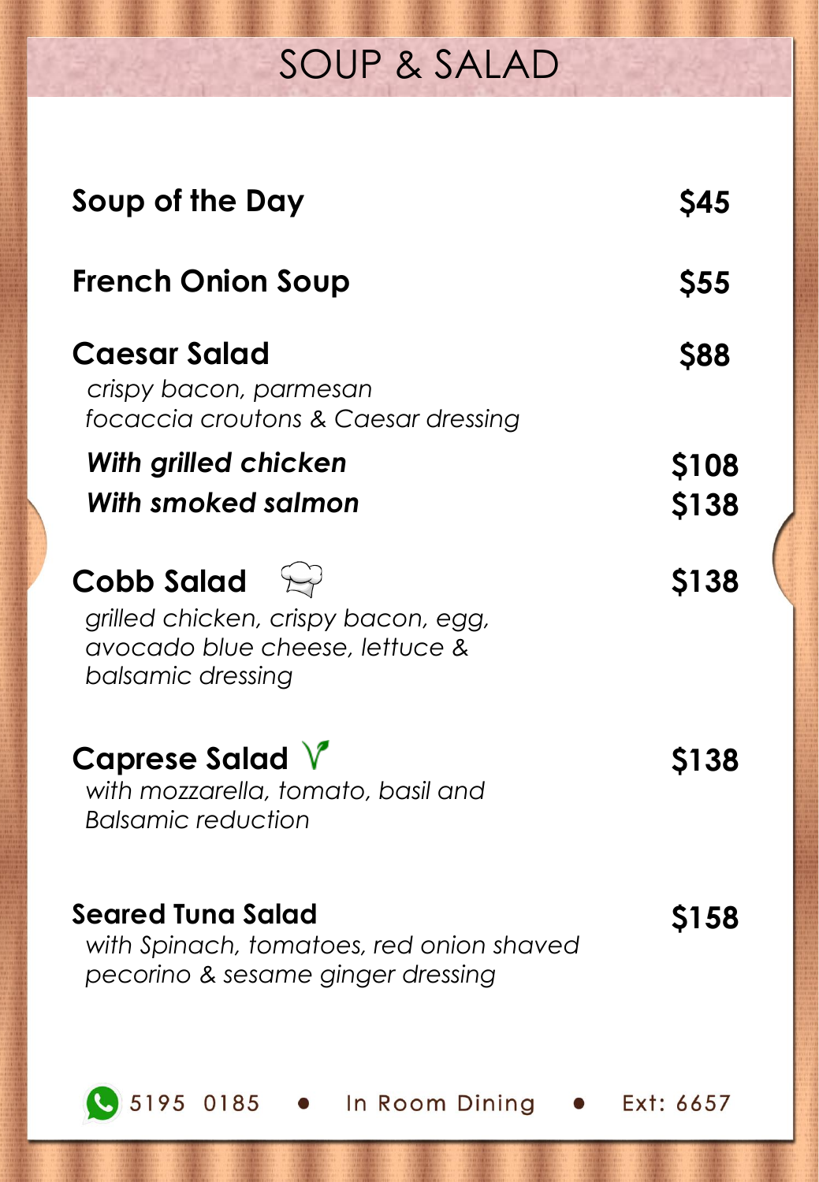# SOUP & SALAD

**Soup of the Day** — **$45**

**French Onion Soup** — **$55**

**Caesar Salad** — **$88**
*crispy bacon, parmesan*
*focaccia croutons & Caesar dressing*

***With grilled chicken*** — **$108**
***With smoked salmon*** — **$138**

**Cobb Salad** — **$138**
*grilled chicken, crispy bacon, egg,*
*avocado blue cheese, lettuce &*
*balsamic dressing*

**Caprese Salad** — **$138**
*with mozzarella, tomato, basil and*
*Balsamic reduction*

**Seared Tuna Salad** — **$158**
*with Spinach, tomatoes, red onion shaved*
*pecorino & sesame ginger dressing*

5195 0185 • In Room Dining • Ext: 6657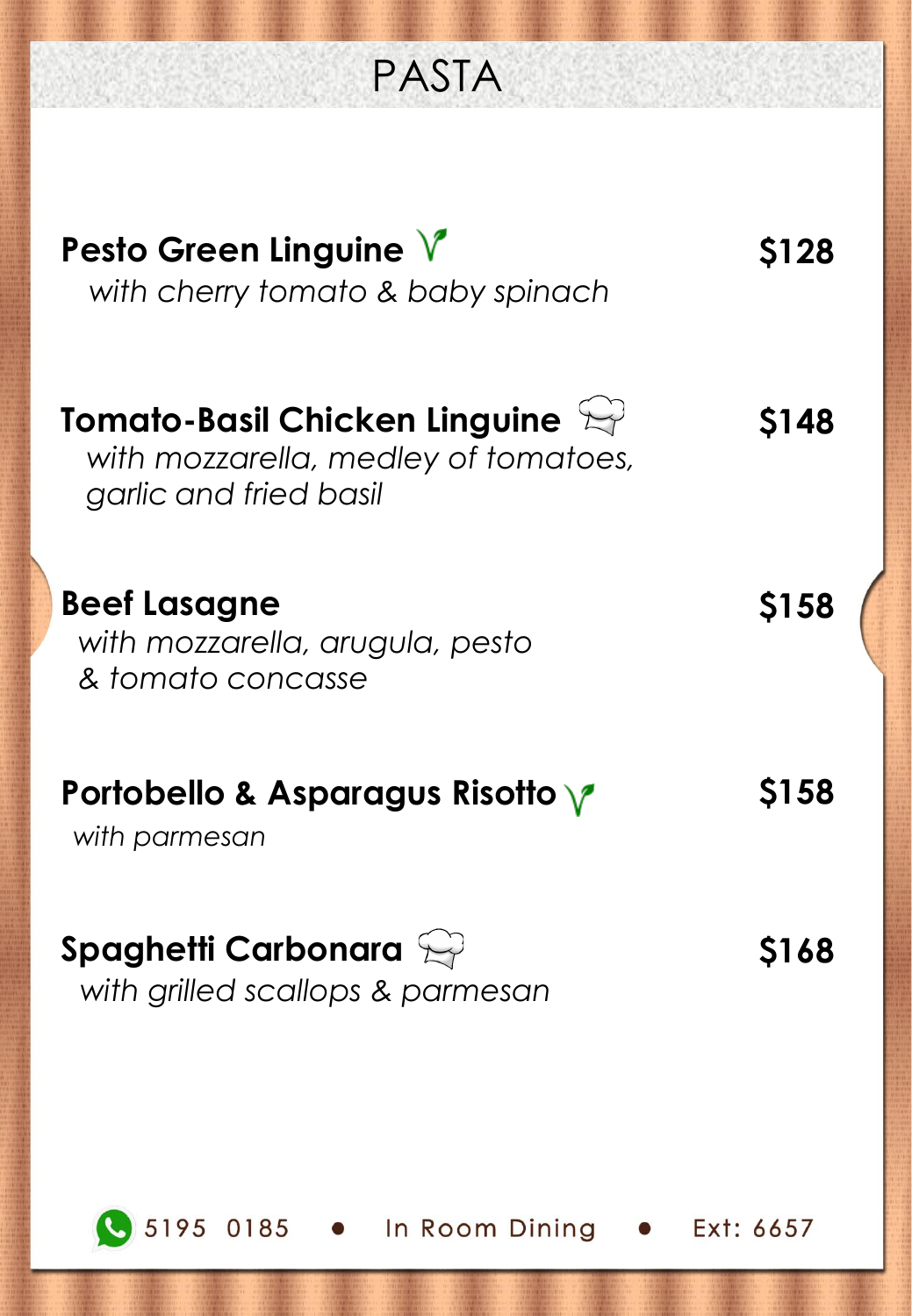# PASTA

**Pesto Green Linguine** **$128**
*with cherry tomato & baby spinach*

**Tomato-Basil Chicken Linguine** **$148**
*with mozzarella, medley of tomatoes, garlic and fried basil*

**Beef Lasagne** **$158**
*with mozzarella, arugula, pesto & tomato concasse*

**Portobello & Asparagus Risotto** **$158**
*with parmesan*

**Spaghetti Carbonara** **$168**
*with grilled scallops & parmesan*

5195 0185 ● In Room Dining ● Ext: 6657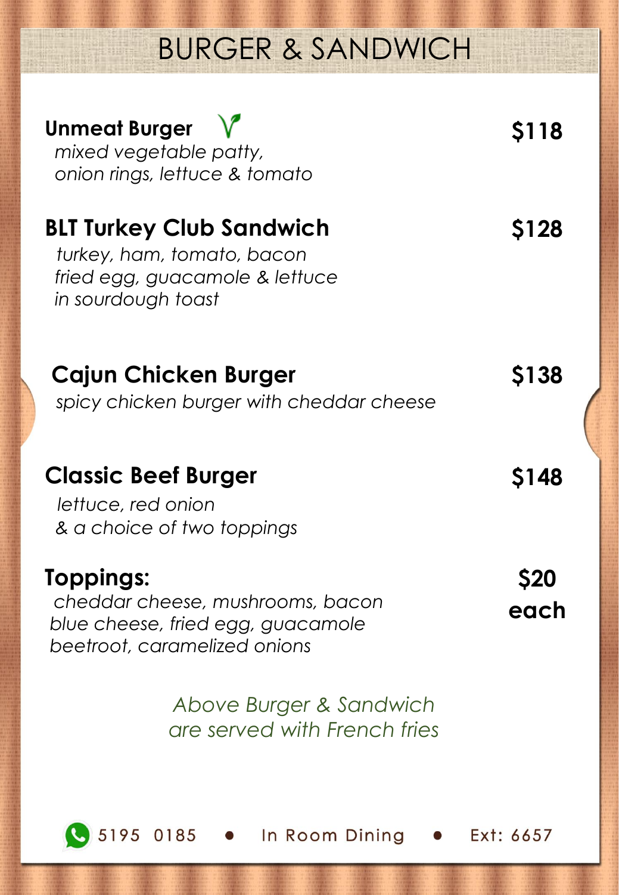# BURGER & SANDWICH

**Unmeat Burger** **$118**
*mixed vegetable patty,*
*onion rings, lettuce & tomato*

**BLT Turkey Club Sandwich** **$128**
*turkey, ham, tomato, bacon*
*fried egg, guacamole & lettuce*
*in sourdough toast*

**Cajun Chicken Burger** **$138**
*spicy chicken burger with cheddar cheese*

**Classic Beef Burger** **$148**
*lettuce, red onion*
*& a choice of two toppings*

**Toppings:** **$20 each**
*cheddar cheese, mushrooms, bacon*
*blue cheese, fried egg, guacamole*
*beetroot, caramelized onions*

*Above Burger & Sandwich*
*are served with French fries*

5195 0185 • In Room Dining • Ext: 6657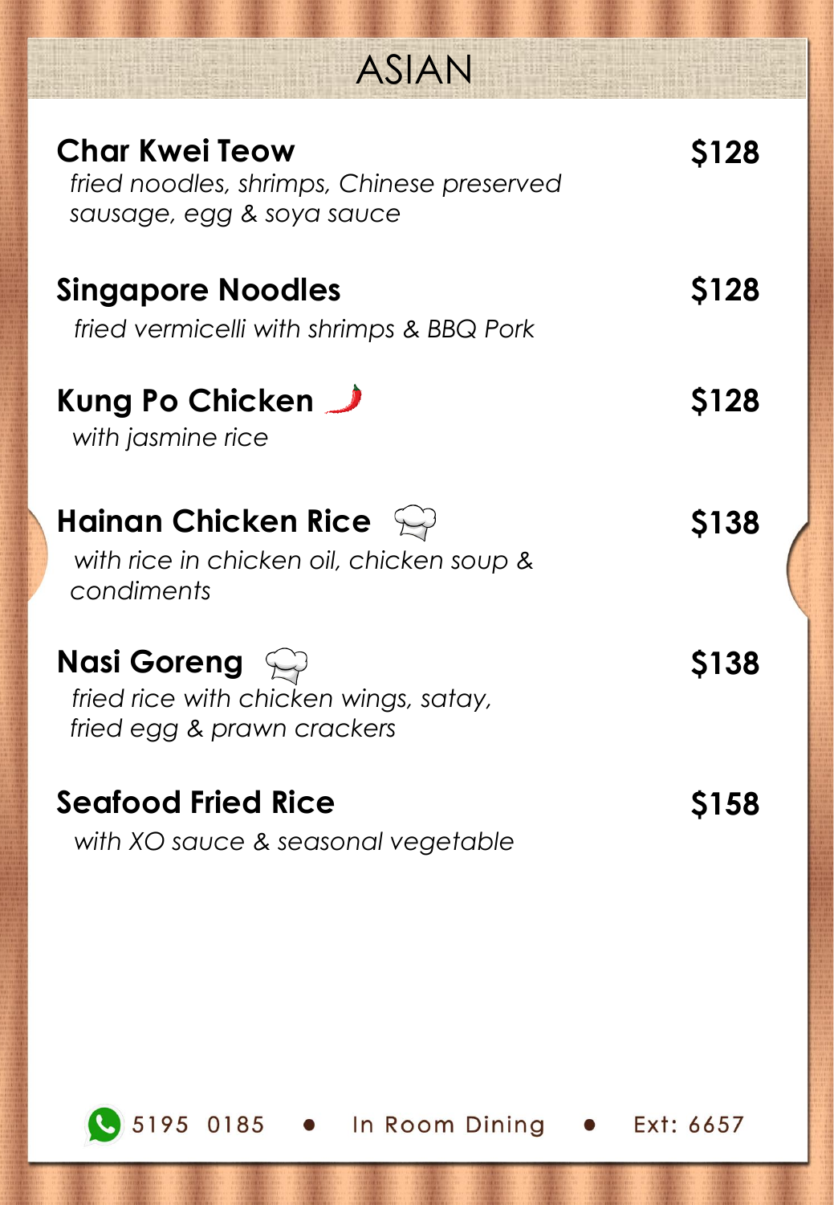# ASIAN

**Char Kwei Teow** — **$128**
*fried noodles, shrimps, Chinese preserved sausage, egg & soya sauce*

**Singapore Noodles** — **$128**
*fried vermicelli with shrimps & BBQ Pork*

**Kung Po Chicken** — **$128**
*with jasmine rice*

**Hainan Chicken Rice** — **$138**
*with rice in chicken oil, chicken soup & condiments*

**Nasi Goreng** — **$138**
*fried rice with chicken wings, satay, fried egg & prawn crackers*

**Seafood Fried Rice** — **$158**
*with XO sauce & seasonal vegetable*

5195 0185 • In Room Dining • Ext: 6657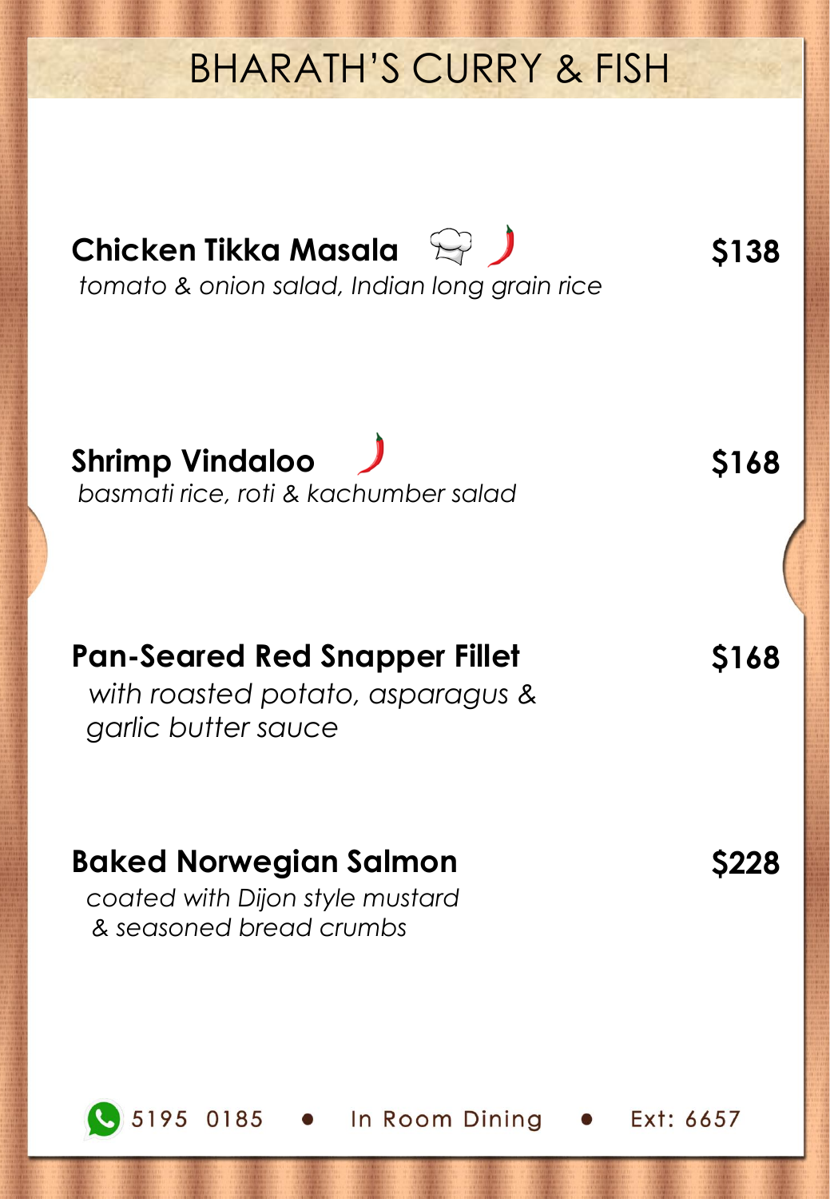# BHARATH'S CURRY & FISH

**Chicken Tikka Masala** **$138**

*tomato & onion salad, Indian long grain rice*

**Shrimp Vindaloo** **$168**

*basmati rice, roti & kachumber salad*

**Pan-Seared Red Snapper Fillet** **$168**

*with roasted potato, asparagus & garlic butter sauce*

**Baked Norwegian Salmon** **$228**

*coated with Dijon style mustard & seasoned bread crumbs*

5195 0185 • In Room Dining • Ext: 6657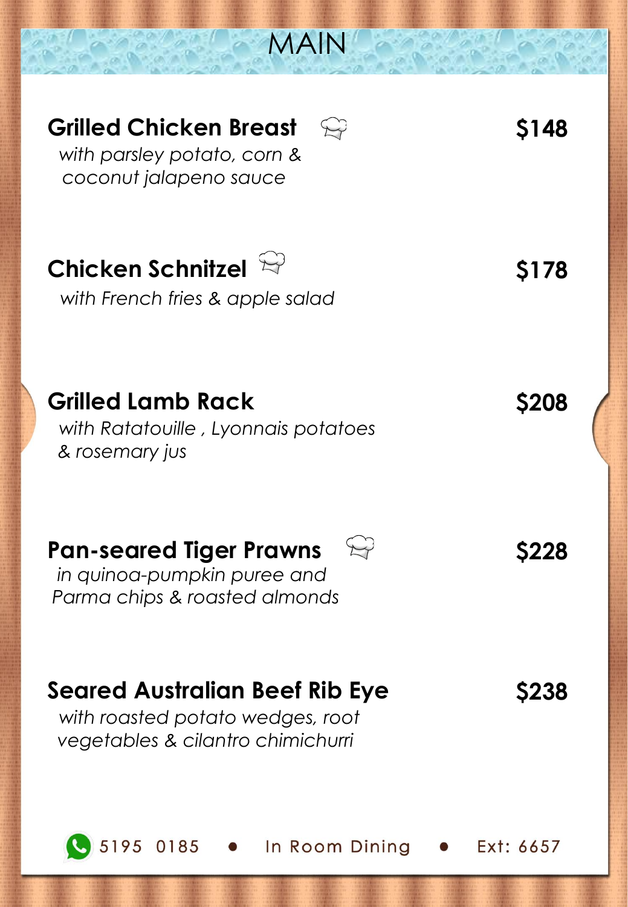# MAIN

## Grilled Chicken Breast — $148

*with parsley potato, corn & coconut jalapeno sauce*

## Chicken Schnitzel — $178

*with French fries & apple salad*

## Grilled Lamb Rack — $208

*with Ratatouille , Lyonnais potatoes & rosemary jus*

## Pan-seared Tiger Prawns — $228

*in quinoa-pumpkin puree and Parma chips & roasted almonds*

## Seared Australian Beef Rib Eye — $238

*with roasted potato wedges, root vegetables & cilantro chimichurri*

5195 0185 • In Room Dining • Ext: 6657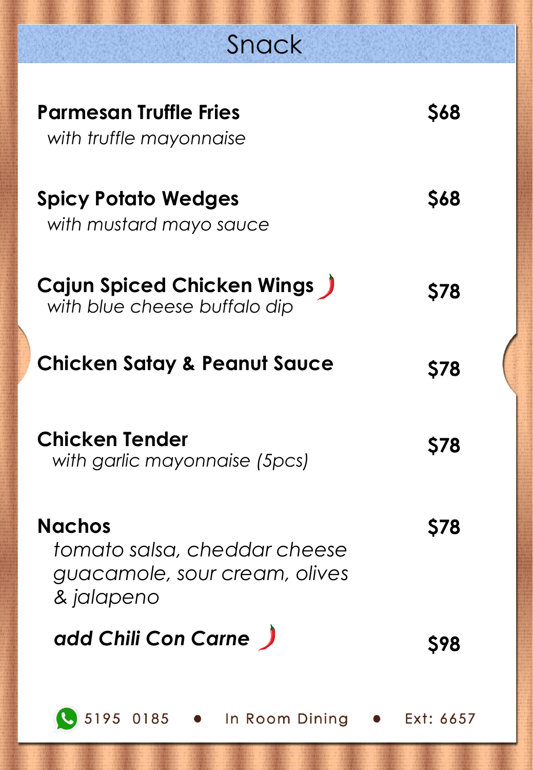# Snack

**Parmesan Truffle Fries** — **$68**
*with truffle mayonnaise*

**Spicy Potato Wedges** — **$68**
*with mustard mayo sauce*

**Cajun Spiced Chicken Wings** 🌶 — **$78**
*with blue cheese buffalo dip*

**Chicken Satay & Peanut Sauce** — **$78**

**Chicken Tender** — **$78**
*with garlic mayonnaise (5pcs)*

**Nachos** — **$78**
*tomato salsa, cheddar cheese guacamole, sour cream, olives & jalapeno*

***add Chili Con Carne*** 🌶 — **$98**

5195 0185 • In Room Dining • Ext: 6657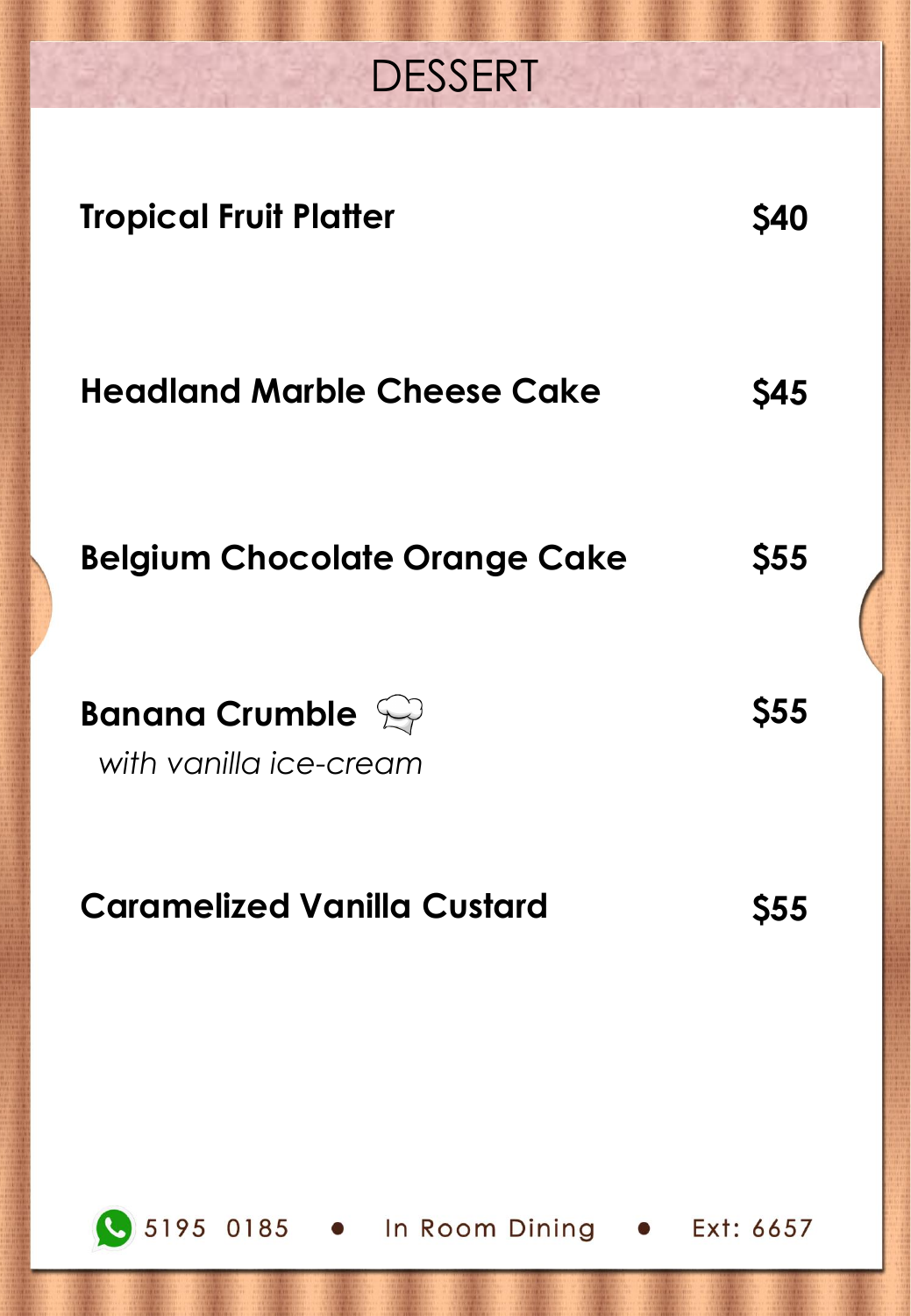# DESSERT

**Tropical Fruit Platter** **$40**

**Headland Marble Cheese Cake** **$45**

**Belgium Chocolate Orange Cake** **$55**

**Banana Crumble** **$55**
*with vanilla ice-cream*

**Caramelized Vanilla Custard** **$55**

5195 0185 • In Room Dining • Ext: 6657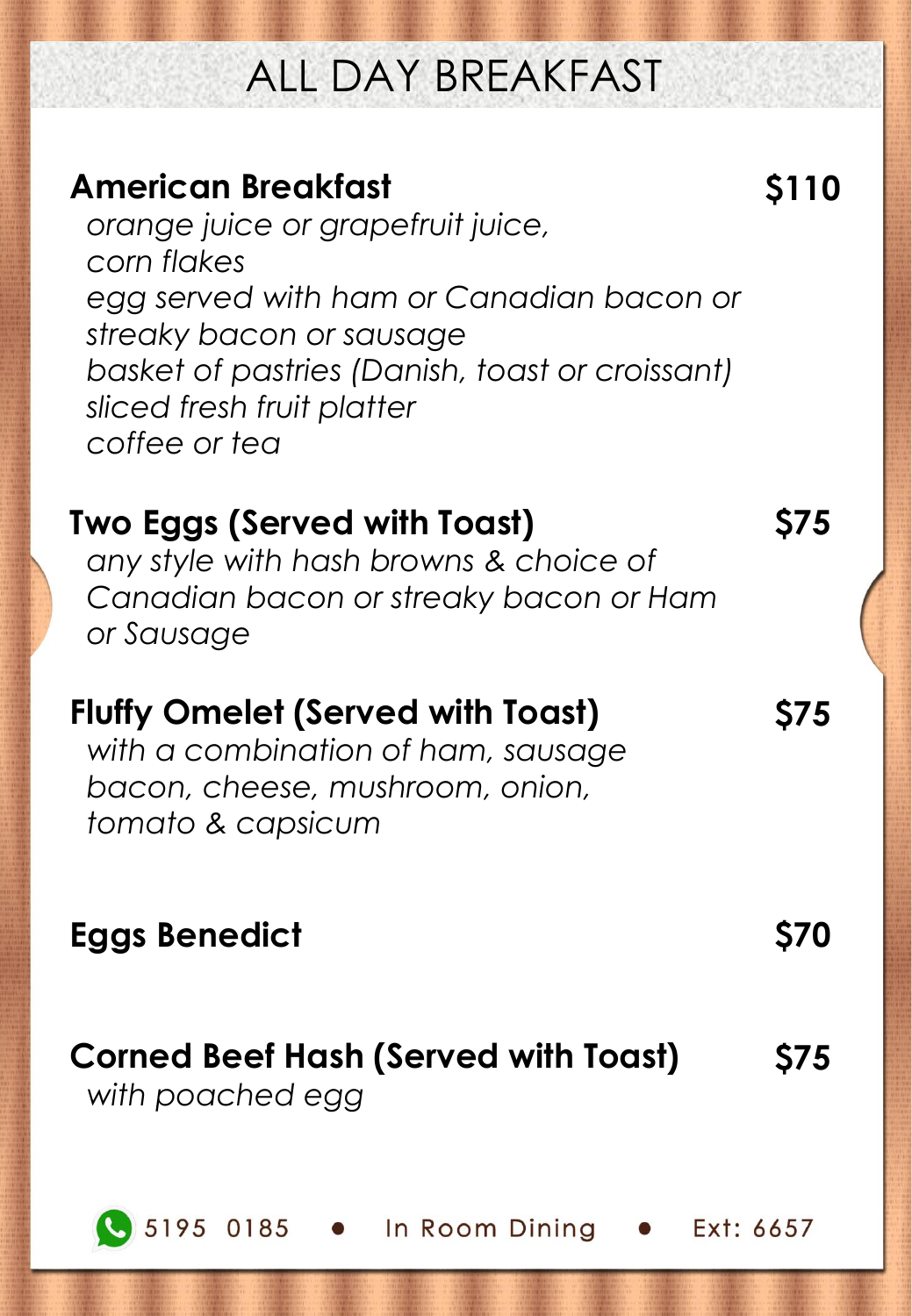# ALL DAY BREAKFAST

**American Breakfast** **$110**

*orange juice or grapefruit juice,*
*corn flakes*
*egg served with ham or Canadian bacon or streaky bacon or sausage*
*basket of pastries (Danish, toast or croissant)*
*sliced fresh fruit platter*
*coffee or tea*

**Two Eggs (Served with Toast)** **$75**

*any style with hash browns & choice of Canadian bacon or streaky bacon or Ham or Sausage*

**Fluffy Omelet (Served with Toast)** **$75**

*with a combination of ham, sausage bacon, cheese, mushroom, onion, tomato & capsicum*

**Eggs Benedict** **$70**

**Corned Beef Hash (Served with Toast)** **$75**

*with poached egg*

5195 0185 • In Room Dining • Ext: 6657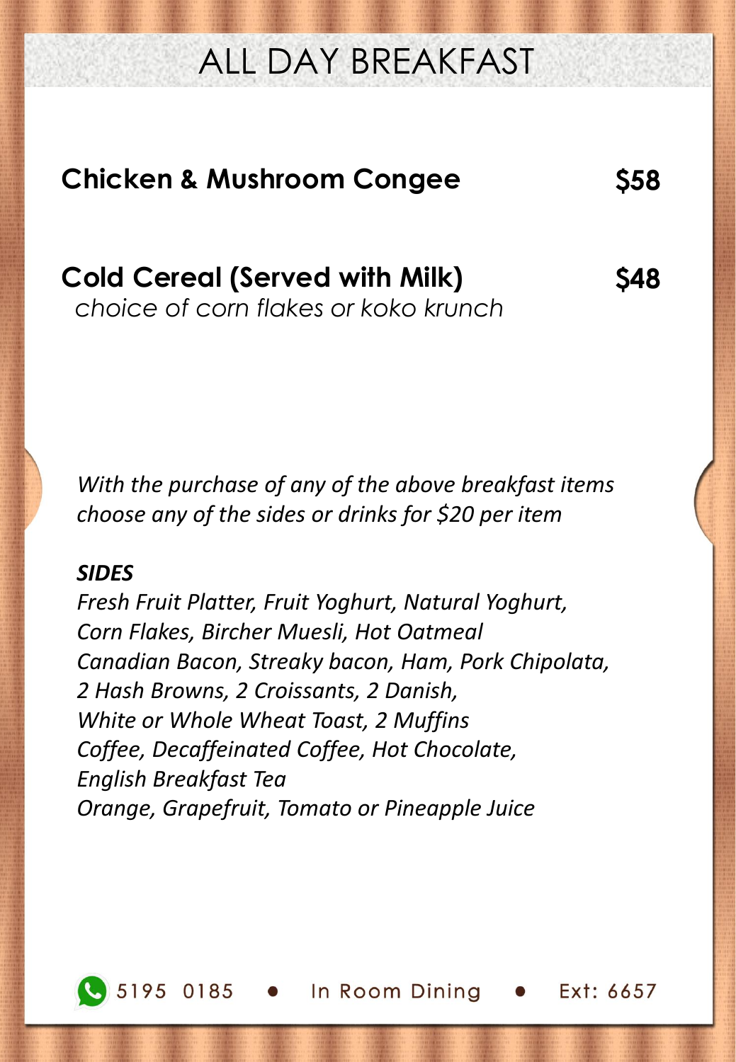# ALL DAY BREAKFAST

**Chicken & Mushroom Congee** **$58**

**Cold Cereal (Served with Milk)** **$48**
*choice of corn flakes or koko krunch*

*With the purchase of any of the above breakfast items choose any of the sides or drinks for $20 per item*

***SIDES***

*Fresh Fruit Platter, Fruit Yoghurt, Natural Yoghurt,*
*Corn Flakes, Bircher Muesli, Hot Oatmeal*
*Canadian Bacon, Streaky bacon, Ham, Pork Chipolata,*
*2 Hash Browns, 2 Croissants, 2 Danish,*
*White or Whole Wheat Toast, 2 Muffins*
*Coffee, Decaffeinated Coffee, Hot Chocolate,*
*English Breakfast Tea*
*Orange, Grapefruit, Tomato or Pineapple Juice*

5195 0185 • In Room Dining • Ext: 6657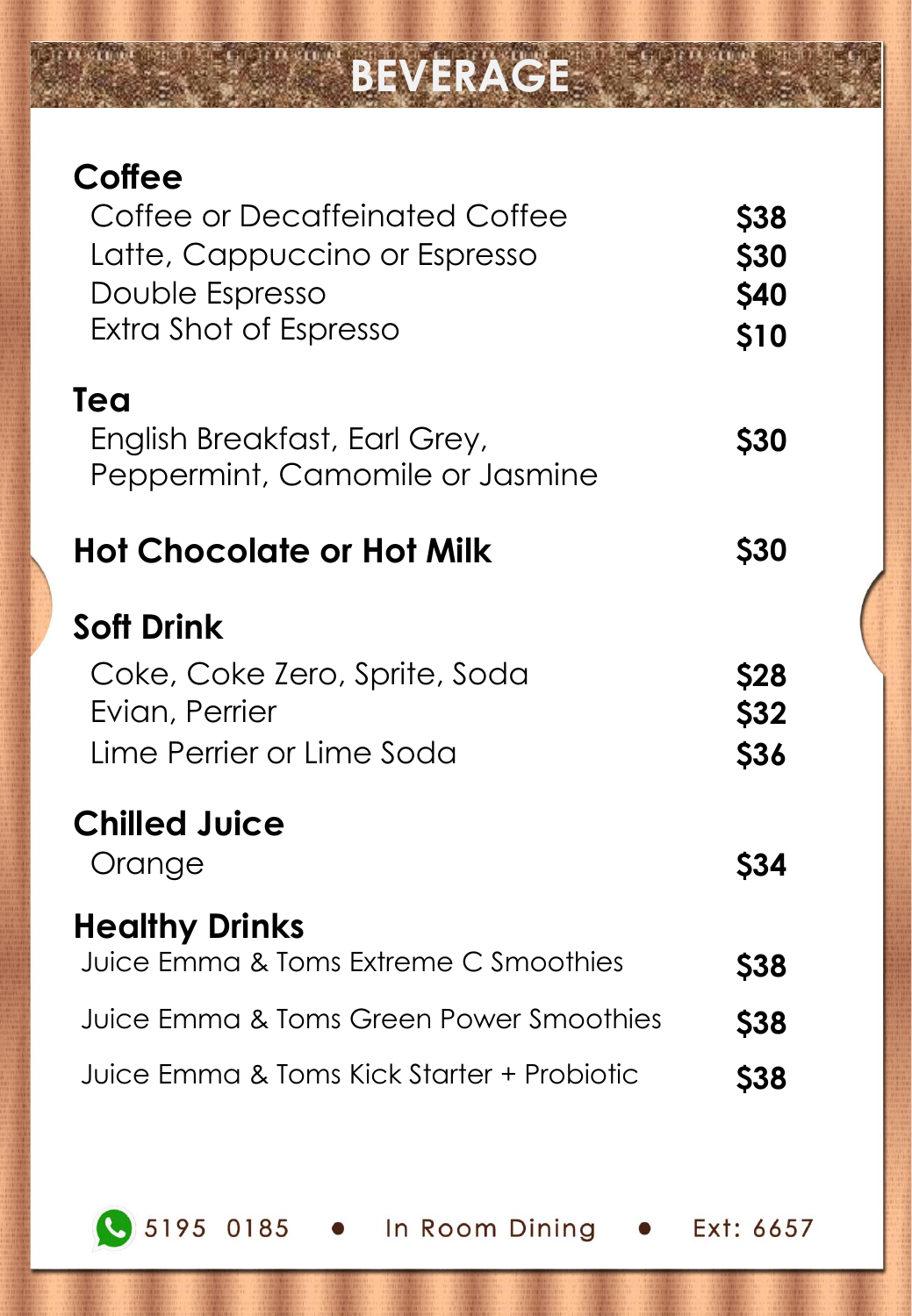# BEVERAGE

## Coffee

| | |
|---|---|
| Coffee or Decaffeinated Coffee | $38 |
| Latte, Cappuccino or Espresso | $30 |
| Double Espresso | $40 |
| Extra Shot of Espresso | $10 |

## Tea

| | |
|---|---|
| English Breakfast, Earl Grey, Peppermint, Camomile or Jasmine | $30 |

## Hot Chocolate or Hot Milk — $30

## Soft Drink

| | |
|---|---|
| Coke, Coke Zero, Sprite, Soda | $28 |
| Evian, Perrier | $32 |
| Lime Perrier or Lime Soda | $36 |

## Chilled Juice

| | |
|---|---|
| Orange | $34 |

## Healthy Drinks

| | |
|---|---|
| Juice Emma & Toms Extreme C Smoothies | $38 |
| Juice Emma & Toms Green Power Smoothies | $38 |
| Juice Emma & Toms Kick Starter + Probiotic | $38 |

5195 0185 • In Room Dining • Ext: 6657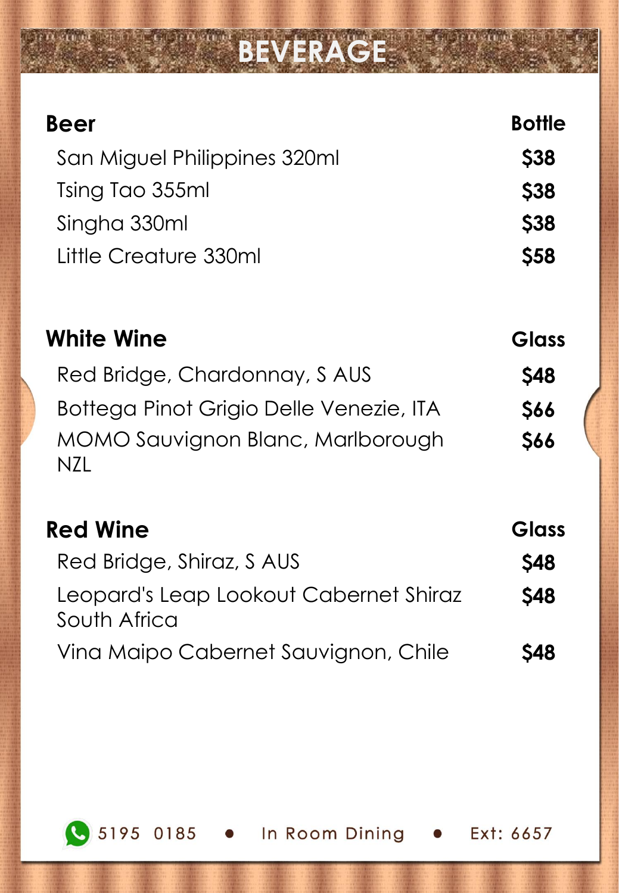# BEVERAGE

| Beer | Bottle |
|---|---|
| San Miguel Philippines 320ml | $38 |
| Tsing Tao 355ml | $38 |
| Singha 330ml | $38 |
| Little Creature 330ml | $58 |

| White Wine | Glass |
|---|---|
| Red Bridge, Chardonnay, S AUS | $48 |
| Bottega Pinot Grigio Delle Venezie, ITA | $66 |
| MOMO Sauvignon Blanc, Marlborough NZL | $66 |

| Red Wine | Glass |
|---|---|
| Red Bridge, Shiraz, S AUS | $48 |
| Leopard's Leap Lookout Cabernet Shiraz South Africa | $48 |
| Vina Maipo Cabernet Sauvignon, Chile | $48 |

5195 0185 • In Room Dining • Ext: 6657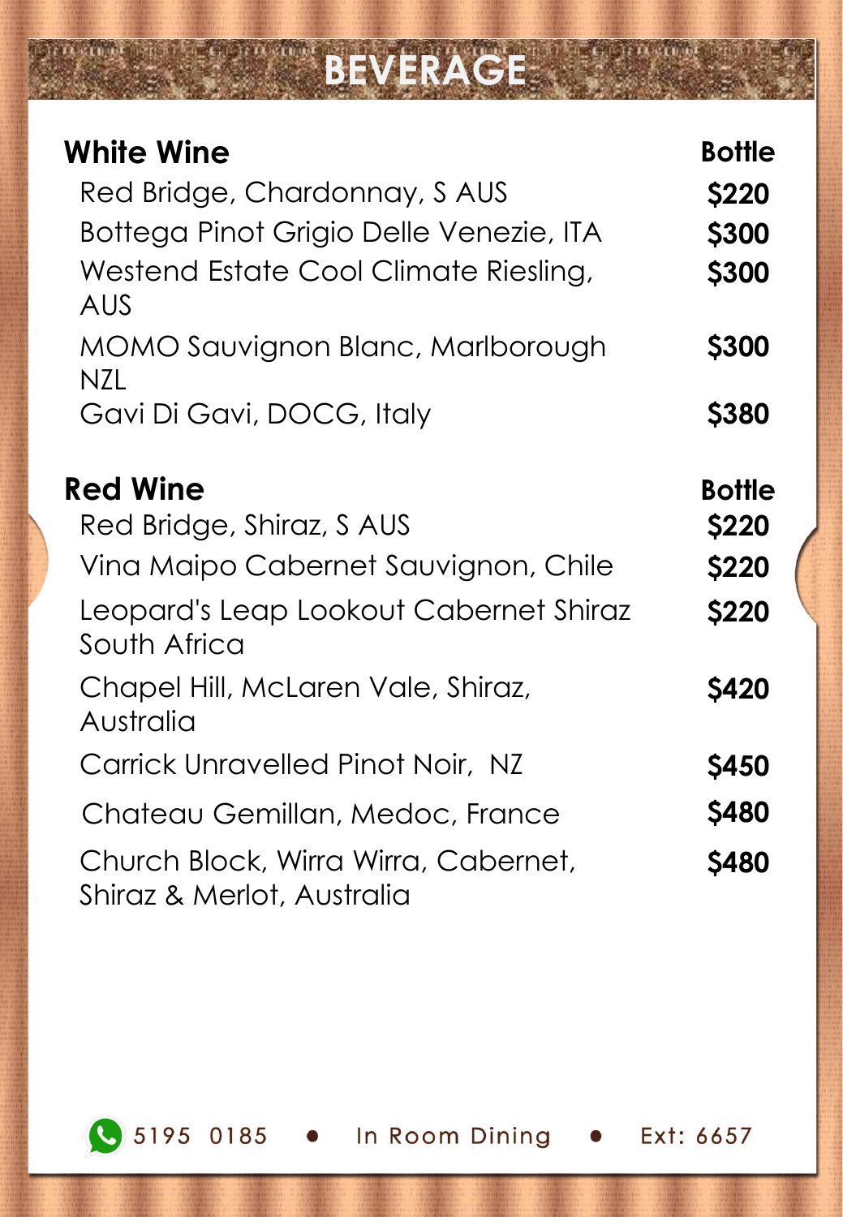# BEVERAGE

| White Wine | Bottle |
|---|---|
| Red Bridge, Chardonnay, S AUS | $220 |
| Bottega Pinot Grigio Delle Venezie, ITA | $300 |
| Westend Estate Cool Climate Riesling, AUS | $300 |
| MOMO Sauvignon Blanc, Marlborough NZL | $300 |
| Gavi Di Gavi, DOCG, Italy | $380 |

| Red Wine | Bottle |
|---|---|
| Red Bridge, Shiraz, S AUS | $220 |
| Vina Maipo Cabernet Sauvignon, Chile | $220 |
| Leopard's Leap Lookout Cabernet Shiraz South Africa | $220 |
| Chapel Hill, McLaren Vale, Shiraz, Australia | $420 |
| Carrick Unravelled Pinot Noir, NZ | $450 |
| Chateau Gemillan, Medoc, France | $480 |
| Church Block, Wirra Wirra, Cabernet, Shiraz & Merlot, Australia | $480 |

5195 0185 • In Room Dining • Ext: 6657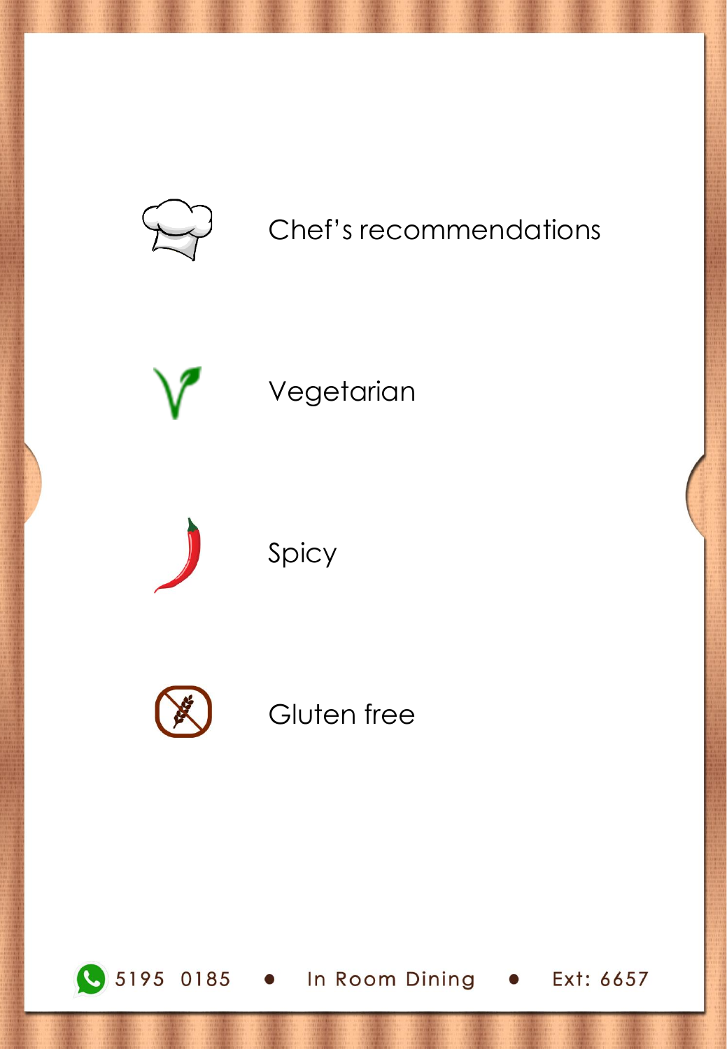Chef's recommendations

Vegetarian

Spicy

Gluten free

5195 0185 • In Room Dining • Ext: 6657